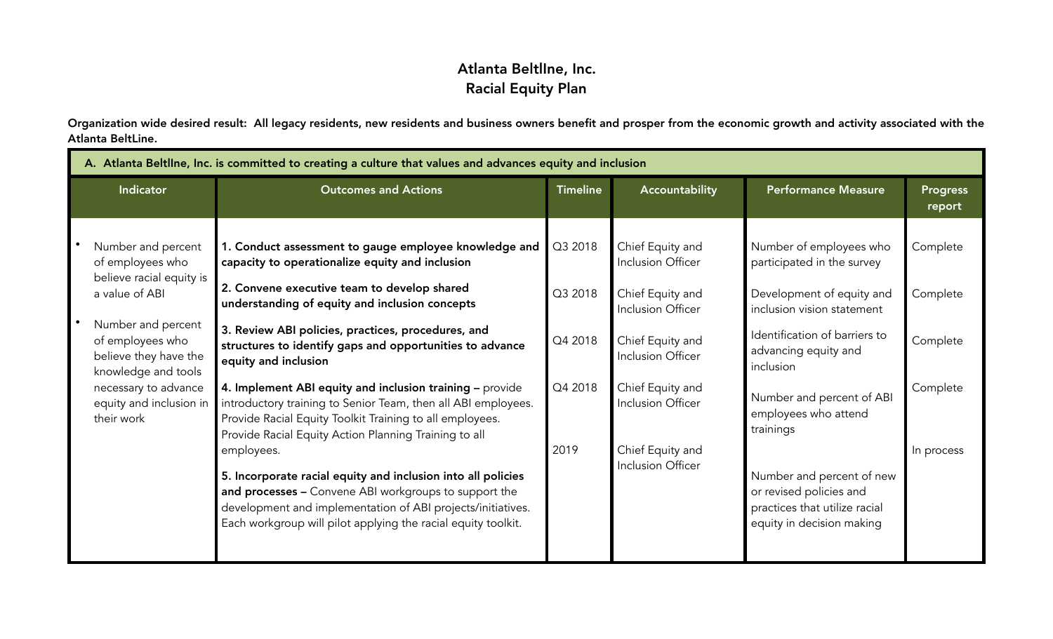# Atlanta Beltlne, Inc.
# Racial Equity Plan

**Organization wide desired result: All legacy residents, new residents and business owners benefit and prosper from the economic growth and activity associated with the Atlanta BeltLine.**

| A. Atlanta Beltlne, Inc. is committed to creating a culture that values and advances equity and inclusion | | | | | |
|---|---|---|---|---|---|
| **Indicator** | **Outcomes and Actions** | **Timeline** | **Accountability** | **Performance Measure** | **Progress report** |
| • Number and percent of employees who believe racial equity is a value of ABI<br>• Number and percent of employees who believe they have the knowledge and tools necessary to advance equity and inclusion in their work | **1. Conduct assessment to gauge employee knowledge and capacity to operationalize equity and inclusion** | Q3 2018 | Chief Equity and Inclusion Officer | Number of employees who participated in the survey | Complete |
| | **2. Convene executive team to develop shared understanding of equity and inclusion concepts** | Q3 2018 | Chief Equity and Inclusion Officer | Development of equity and inclusion vision statement | Complete |
| | **3. Review ABI policies, practices, procedures, and structures to identify gaps and opportunities to advance equity and inclusion** | Q4 2018 | Chief Equity and Inclusion Officer | Identification of barriers to advancing equity and inclusion | Complete |
| | **4. Implement ABI equity and inclusion training –** provide introductory training to Senior Team, then all ABI employees. Provide Racial Equity Toolkit Training to all employees. Provide Racial Equity Action Planning Training to all employees. | Q4 2018 | Chief Equity and Inclusion Officer | Number and percent of ABI employees who attend trainings | Complete |
| | **5. Incorporate racial equity and inclusion into all policies and processes –** Convene ABI workgroups to support the development and implementation of ABI projects/initiatives. Each workgroup will pilot applying the racial equity toolkit. | 2019 | Chief Equity and Inclusion Officer | Number and percent of new or revised policies and practices that utilize racial equity in decision making | In process |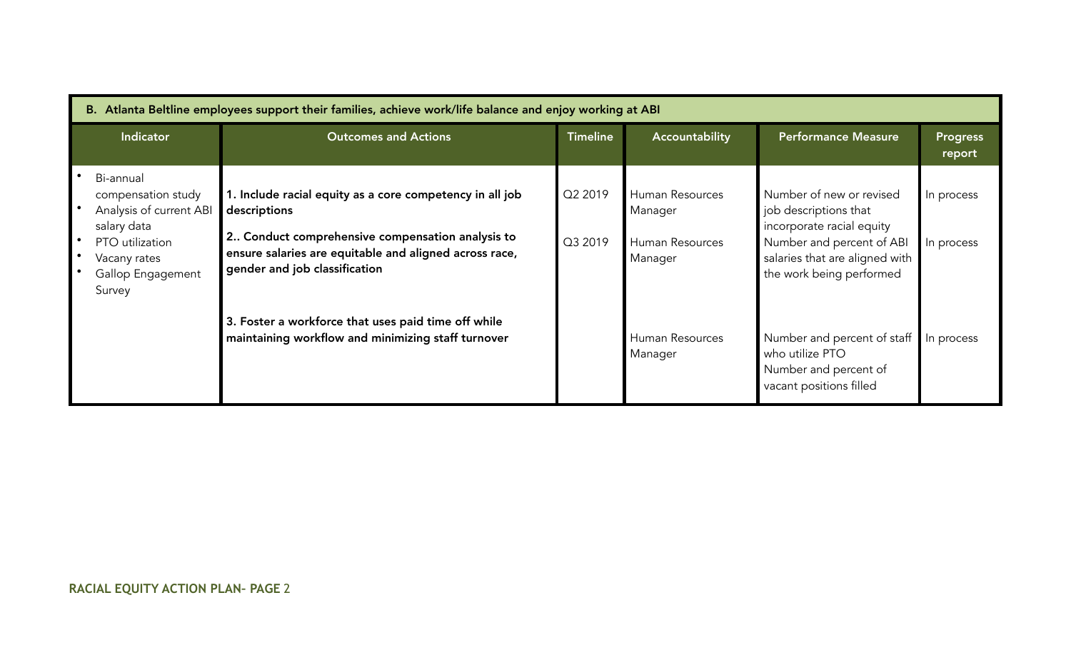| B. Atlanta Beltline employees support their families, achieve work/life balance and enjoy working at ABI | | | | | |
|---|---|---|---|---|---|
| **Indicator** | **Outcomes and Actions** | **Timeline** | **Accountability** | **Performance Measure** | **Progress report** |
| • Bi-annual compensation study<br>• Analysis of current ABI salary data<br>• PTO utilization<br>• Vacany rates<br>• Gallop Engagement Survey | **1. Include racial equity as a core competency in all job descriptions** | Q2 2019 | Human Resources Manager | Number of new or revised job descriptions that incorporate racial equity | In process |
| | **2.. Conduct comprehensive compensation analysis to ensure salaries are equitable and aligned across race, gender and job classification** | Q3 2019 | Human Resources Manager | Number and percent of ABI salaries that are aligned with the work being performed | In process |
| | **3. Foster a workforce that uses paid time off while maintaining workflow and minimizing staff turnover** | | Human Resources Manager | Number and percent of staff who utilize PTO<br>Number and percent of vacant positions filled | In process |

**RACIAL EQUITY ACTION PLAN- PAGE 2**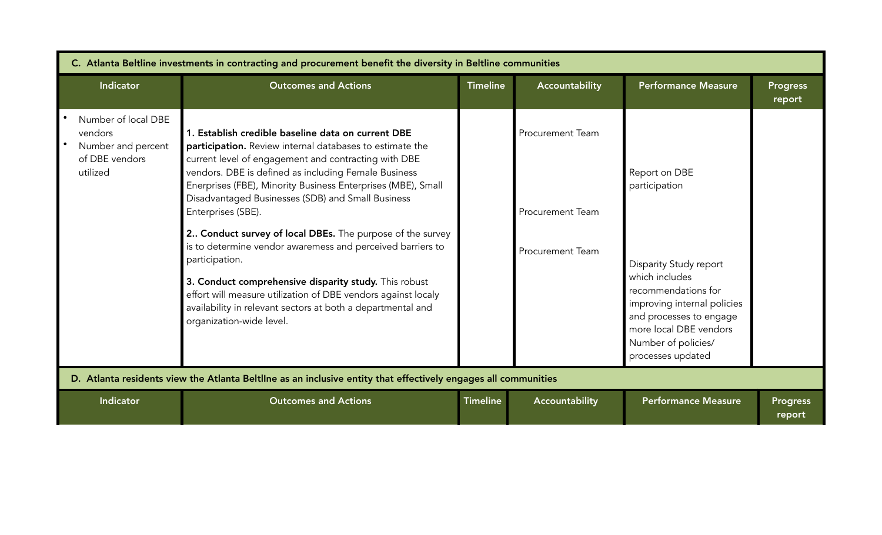| C. Atlanta Beltline investments in contracting and procurement benefit the diversity in Beltline communities | | | | | |
|---|---|---|---|---|---|
| **Indicator** | **Outcomes and Actions** | **Timeline** | **Accountability** | **Performance Measure** | **Progress report** |
| • Number of local DBE vendors<br>• Number and percent of DBE vendors utilized | **1. Establish credible baseline data on current DBE participation.** Review internal databases to estimate the current level of engagement and contracting with DBE vendors. DBE is defined as including Female Business Enerprises (FBE), Minority Business Enterprises (MBE), Small Disadvantaged Businesses (SDB) and Small Business Enterprises (SBE).<br><br>**2.. Conduct survey of local DBEs.** The purpose of the survey is to determine vendor awaremess and perceived barriers to participation.<br><br>**3. Conduct comprehensive disparity study.** This robust effort will measure utilization of DBE vendors against localy availability in relevant sectors at both a departmental and organization-wide level. | | Procurement Team<br><br>Procurement Team<br><br>Procurement Team | Report on DBE participation<br><br>Disparity Study report which includes recommendations for improving internal policies and processes to engage more local DBE vendors<br>Number of policies/ processes updated | |

| D. Atlanta residents view the Atlanta BeltlIne as an inclusive entity that effectively engages all communities | | | | | |
|---|---|---|---|---|---|
| **Indicator** | **Outcomes and Actions** | **Timeline** | **Accountability** | **Performance Measure** | **Progress report** |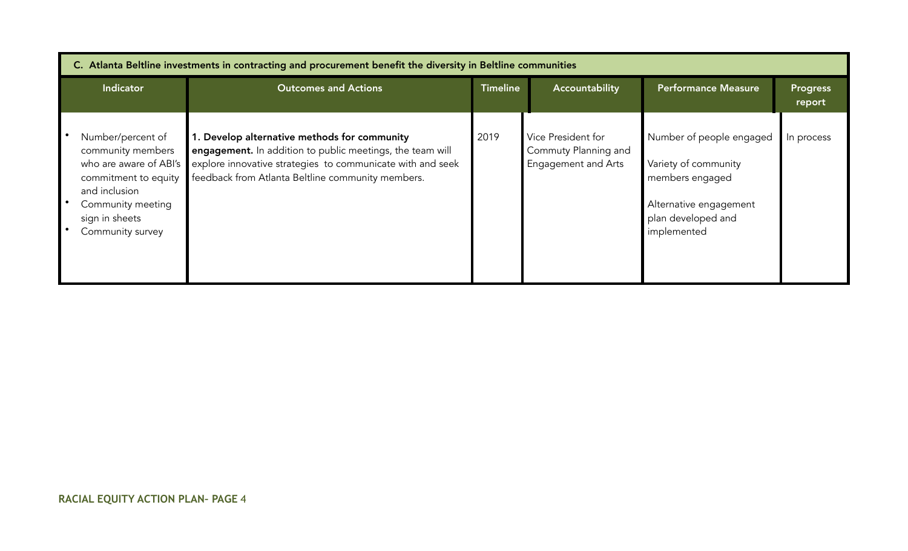| C. Atlanta Beltline investments in contracting and procurement benefit the diversity in Beltline communities | | | | | |
|---|---|---|---|---|---|
| **Indicator** | **Outcomes and Actions** | **Timeline** | **Accountability** | **Performance Measure** | **Progress report** |
| • Number/percent of community members who are aware of ABI's commitment to equity and inclusion<br>• Community meeting sign in sheets<br>• Community survey | **1. Develop alternative methods for community engagement.** In addition to public meetings, the team will explore innovative strategies to communicate with and seek feedback from Atlanta Beltline community members. | 2019 | Vice President for Commuty Planning and Engagement and Arts | Number of people engaged<br><br>Variety of community members engaged<br><br>Alternative engagement plan developed and implemented | In process |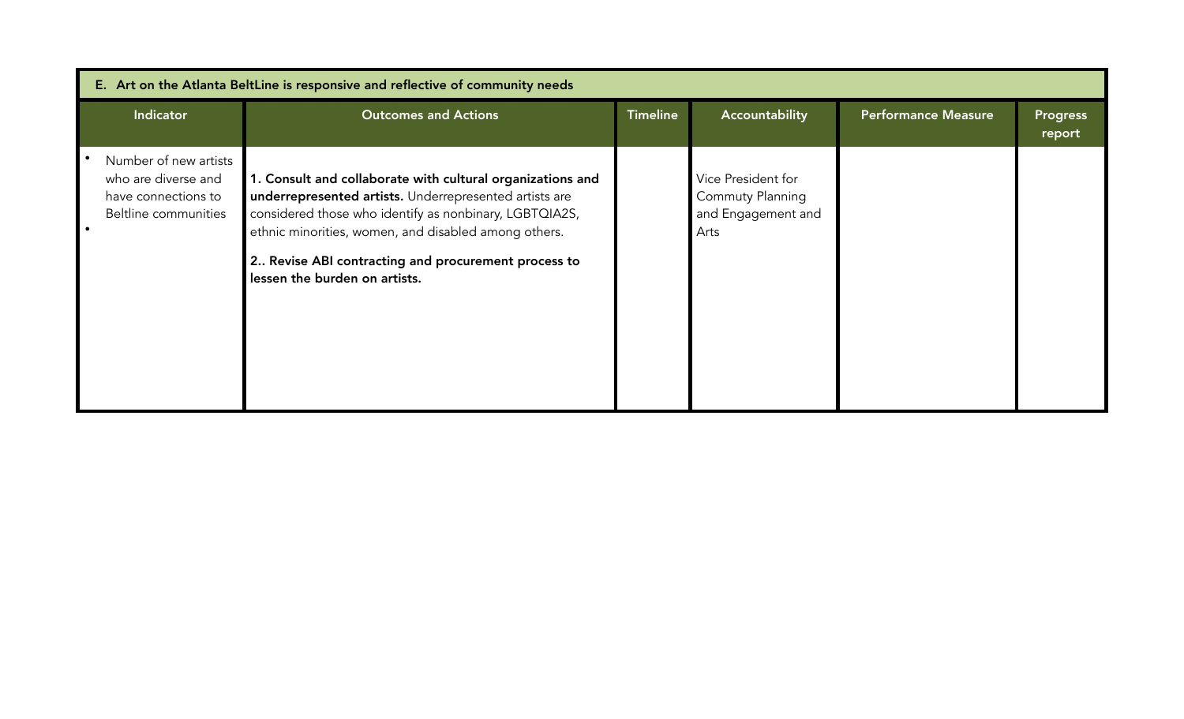| E. Art on the Atlanta BeltLine is responsive and reflective of community needs | | | | | |
|---|---|---|---|---|---|
| **Indicator** | **Outcomes and Actions** | **Timeline** | **Accountability** | **Performance Measure** | **Progress report** |
| • Number of new artists who are diverse and have connections to Beltline communities<br>• | **1. Consult and collaborate with cultural organizations and underrepresented artists.** Underrepresented artists are considered those who identify as nonbinary, LGBTQIA2S, ethnic minorities, women, and disabled among others.<br><br>**2.. Revise ABI contracting and procurement process to lessen the burden on artists.** | | Vice President for Commuty Planning and Engagement and Arts | | |